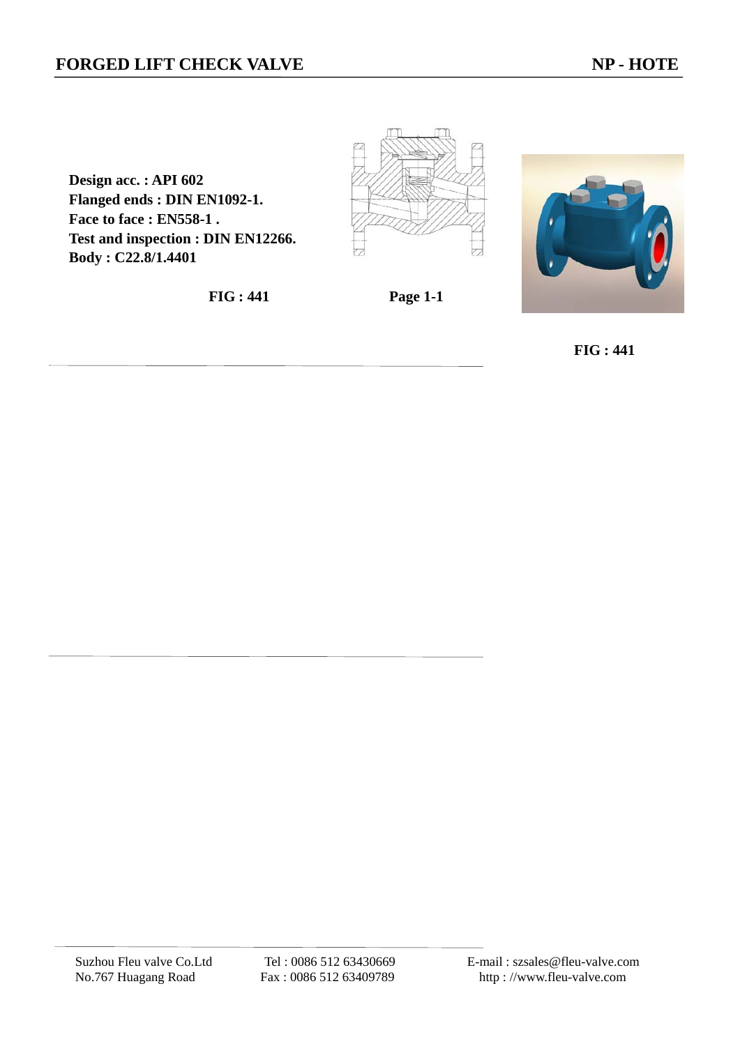# FORGED LIFT CHECK VALVE

**NP - HOTE**

**Design acc. : API 602**
**Flanged ends : DIN EN1092-1.**
**Face to face : EN558-1 .**
**Test and inspection : DIN EN12266.**
**Body : C22.8/1.4401**

**FIG : 441**

**Page 1-1**

**FIG : 441**

Suzhou Fleu valve Co.Ltd
No.767 Huagang Road

Tel : 0086 512 63430669
Fax : 0086 512 63409789

E-mail : szsales@fleu-valve.com
http : //www.fleu-valve.com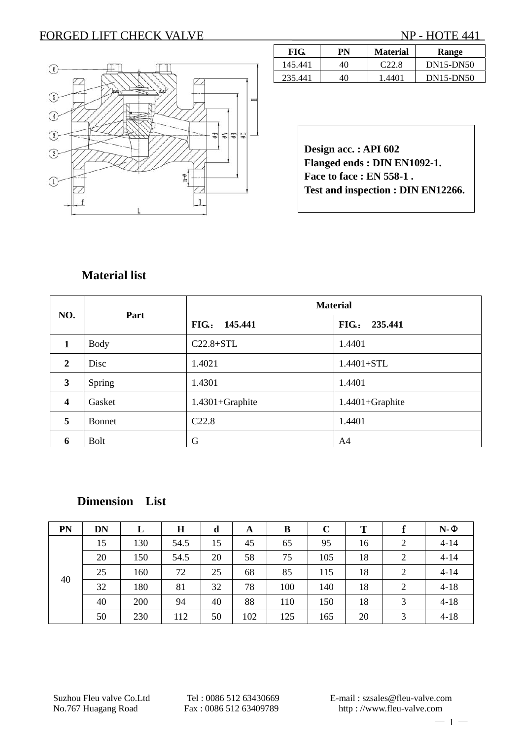FORGED LIFT CHECK VALVE NP - HOTE 441

| FIG. | PN | Material | Range |
|---|---|---|---|
| 145.441 | 40 | C22.8 | DN15-DN50 |
| 235.441 | 40 | 1.4401 | DN15-DN50 |

**Design acc. : API 602**
**Flanged ends : DIN EN1092-1.**
**Face to face : EN 558-1 .**
**Test and inspection : DIN EN12266.**

## Material list

| NO. | Part | Material | |
|---|---|---|---|
| | | FIG.： 145.441 | FIG.： 235.441 |
| 1 | Body | C22.8+STL | 1.4401 |
| 2 | Disc | 1.4021 | 1.4401+STL |
| 3 | Spring | 1.4301 | 1.4401 |
| 4 | Gasket | 1.4301+Graphite | 1.4401+Graphite |
| 5 | Bonnet | C22.8 | 1.4401 |
| 6 | Bolt | G | A4 |

## Dimension List

| PN | DN | L | H | d | A | B | C | T | f | N-Φ |
|---|---|---|---|---|---|---|---|---|---|---|
| 40 | 15 | 130 | 54.5 | 15 | 45 | 65 | 95 | 16 | 2 | 4-14 |
| | 20 | 150 | 54.5 | 20 | 58 | 75 | 105 | 18 | 2 | 4-14 |
| | 25 | 160 | 72 | 25 | 68 | 85 | 115 | 18 | 2 | 4-14 |
| | 32 | 180 | 81 | 32 | 78 | 100 | 140 | 18 | 2 | 4-18 |
| | 40 | 200 | 94 | 40 | 88 | 110 | 150 | 18 | 3 | 4-18 |
| | 50 | 230 | 112 | 50 | 102 | 125 | 165 | 20 | 3 | 4-18 |

Suzhou Fleu valve Co.Ltd Tel : 0086 512 63430669 E-mail : szsales@fleu-valve.com
No.767 Huagang Road Fax : 0086 512 63409789 http : //www.fleu-valve.com